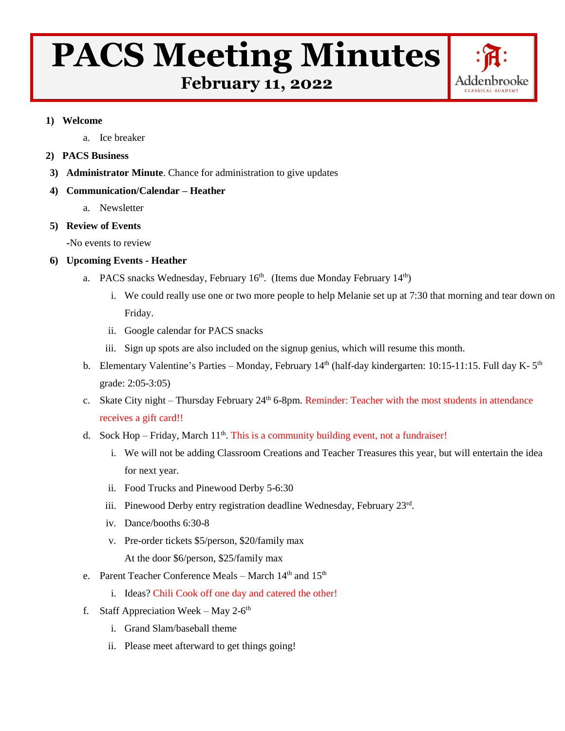# PACS Meeting Minutes

## February 11, 2022

Addenbrooke Classical Academy

1) **Welcome**
   a. Ice breaker
2) **PACS Business**
3) **Administrator Minute**. Chance for administration to give updates
4) **Communication/Calendar – Heather**
   a. Newsletter
5) **Review of Events**
   -No events to review
6) **Upcoming Events - Heather**
   a. PACS snacks Wednesday, February 16th. (Items due Monday February 14th)
      i. We could really use one or two more people to help Melanie set up at 7:30 that morning and tear down on Friday.
      ii. Google calendar for PACS snacks
      iii. Sign up spots are also included on the signup genius, which will resume this month.
   b. Elementary Valentine's Parties – Monday, February 14th (half-day kindergarten: 10:15-11:15. Full day K- 5th grade: 2:05-3:05)
   c. Skate City night – Thursday February 24th 6-8pm. Reminder: Teacher with the most students in attendance receives a gift card!!
   d. Sock Hop – Friday, March 11th. This is a community building event, not a fundraiser!
      i. We will not be adding Classroom Creations and Teacher Treasures this year, but will entertain the idea for next year.
      ii. Food Trucks and Pinewood Derby 5-6:30
      iii. Pinewood Derby entry registration deadline Wednesday, February 23rd.
      iv. Dance/booths 6:30-8
      v. Pre-order tickets $5/person, $20/family max
         At the door $6/person, $25/family max
   e. Parent Teacher Conference Meals – March 14th and 15th
      i. Ideas? Chili Cook off one day and catered the other!
   f. Staff Appreciation Week – May 2-6th
      i. Grand Slam/baseball theme
      ii. Please meet afterward to get things going!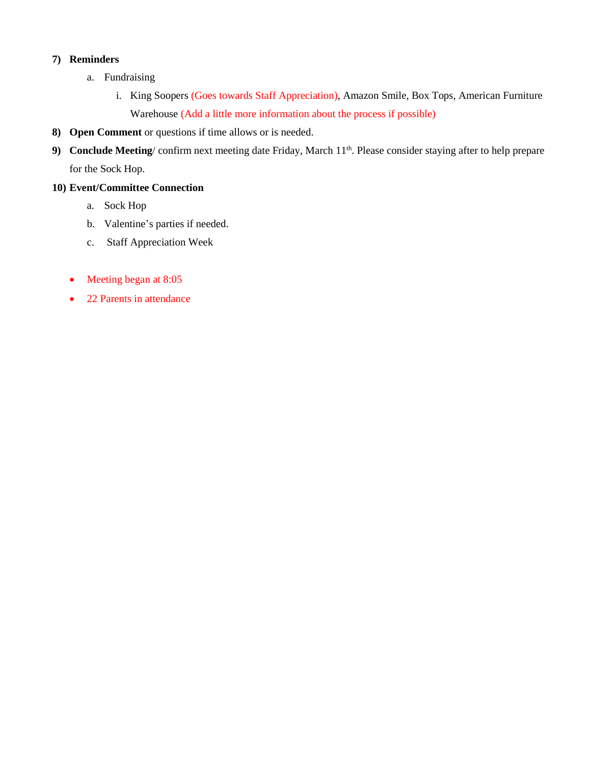7) **Reminders**

   a. Fundraising

      i. King Soopers (Goes towards Staff Appreciation), Amazon Smile, Box Tops, American Furniture Warehouse (Add a little more information about the process if possible)

8) **Open Comment** or questions if time allows or is needed.

9) **Conclude Meeting**/ confirm next meeting date Friday, March 11th. Please consider staying after to help prepare for the Sock Hop.

10) **Event/Committee Connection**

   a. Sock Hop

   b. Valentine's parties if needed.

   c. Staff Appreciation Week

- Meeting began at 8:05
- 22 Parents in attendance